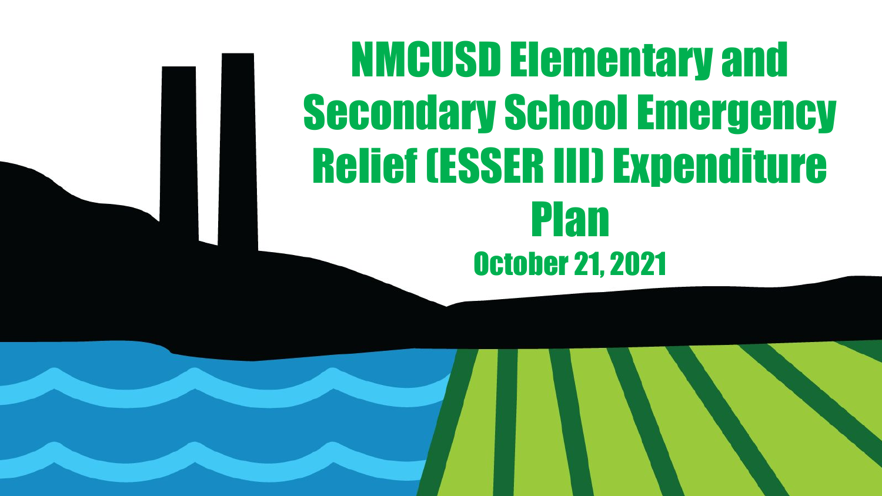# NMCUSD Elementary and Secondary School Emergency Relief (ESSER III) Expenditure Plan

October 21, 2021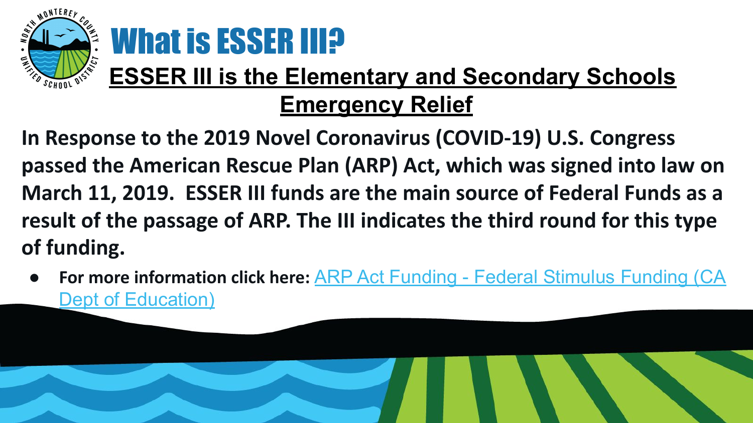# What is ESSER III?

## ESSER III is the Elementary and Secondary Schools Emergency Relief

**In Response to the 2019 Novel Coronavirus (COVID-19) U.S. Congress passed the American Rescue Plan (ARP) Act, which was signed into law on March 11, 2019. ESSER III funds are the main source of Federal Funds as a result of the passage of ARP. The III indicates the third round for this type of funding.**

- **For more information click here:** ARP Act Funding - Federal Stimulus Funding (CA Dept of Education)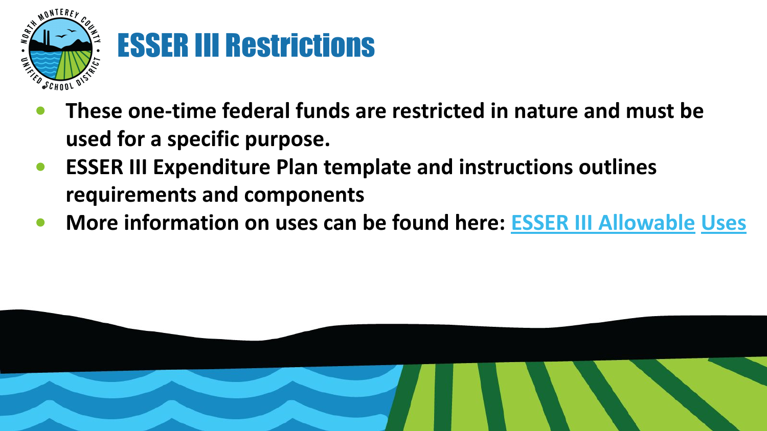# ESSER III Restrictions

- **These one-time federal funds are restricted in nature and must be used for a specific purpose.**
- **ESSER III Expenditure Plan template and instructions outlines requirements and components**
- **More information on uses can be found here: ESSER III Allowable Uses**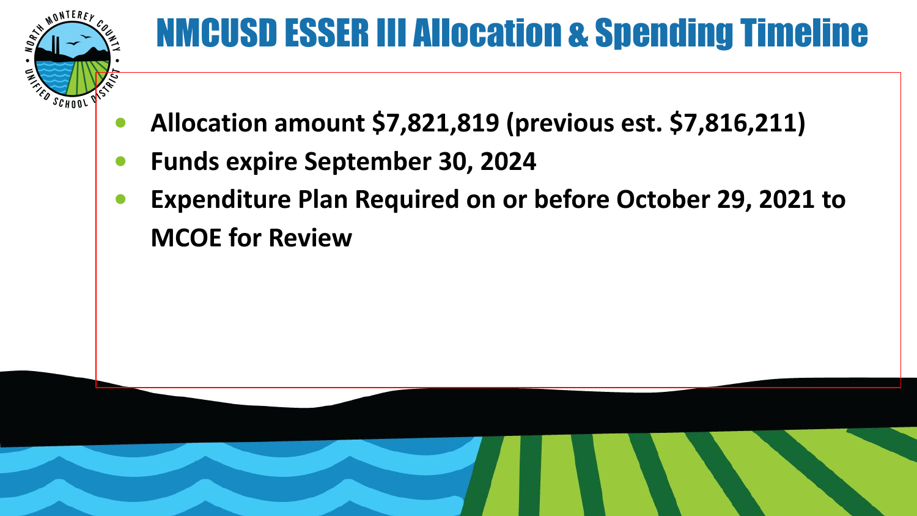# NMCUSD ESSER III Allocation & Spending Timeline

- **Allocation amount $7,821,819 (previous est. $7,816,211)**
- **Funds expire September 30, 2024**
- **Expenditure Plan Required on or before October 29, 2021 to MCOE for Review**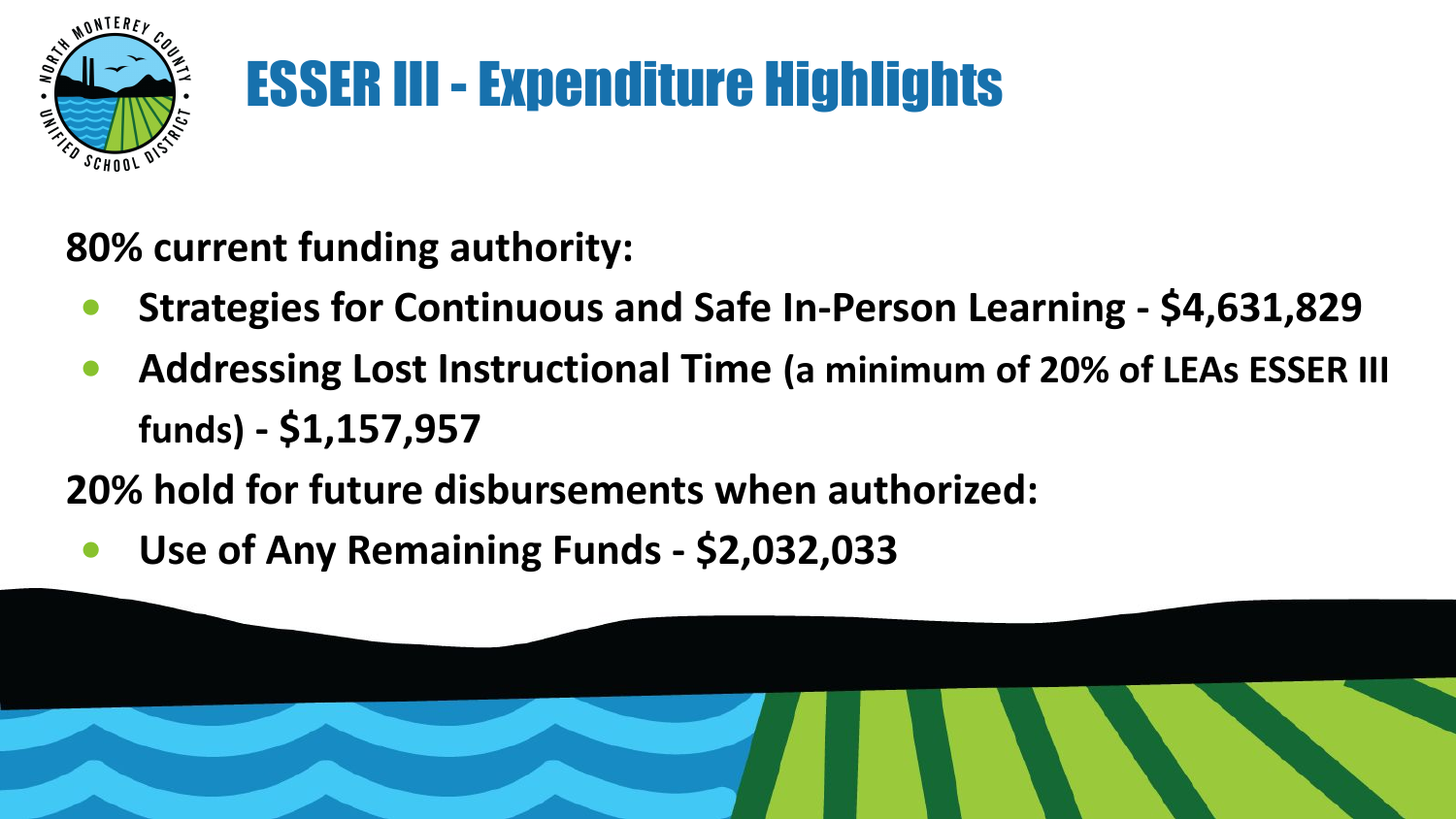# ESSER III - Expenditure Highlights

**80% current funding authority:**

- **Strategies for Continuous and Safe In-Person Learning - $4,631,829**
- **Addressing Lost Instructional Time (a minimum of 20% of LEAs ESSER III funds) - $1,157,957**

**20% hold for future disbursements when authorized:**

- **Use of Any Remaining Funds - $2,032,033**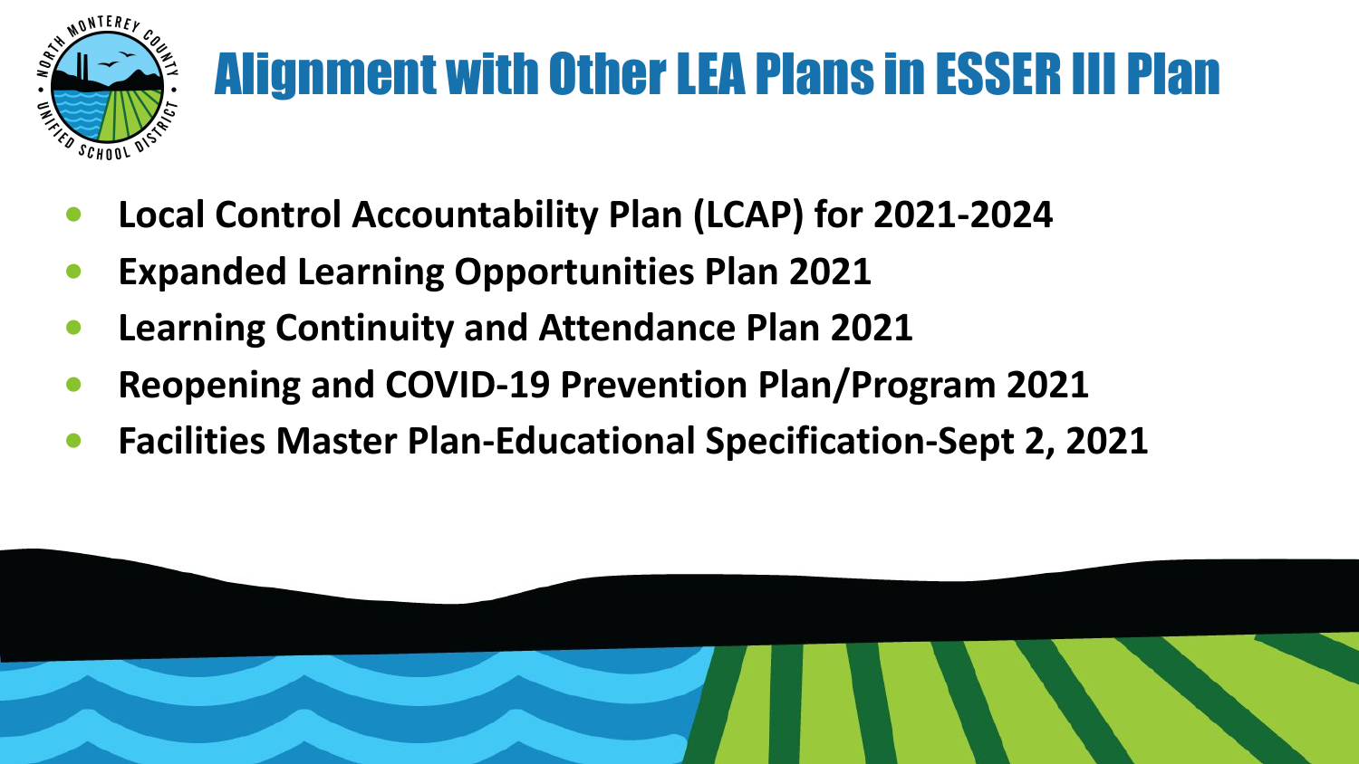# Alignment with Other LEA Plans in ESSER III Plan

- **Local Control Accountability Plan (LCAP) for 2021-2024**
- **Expanded Learning Opportunities Plan 2021**
- **Learning Continuity and Attendance Plan 2021**
- **Reopening and COVID-19 Prevention Plan/Program 2021**
- **Facilities Master Plan-Educational Specification-Sept 2, 2021**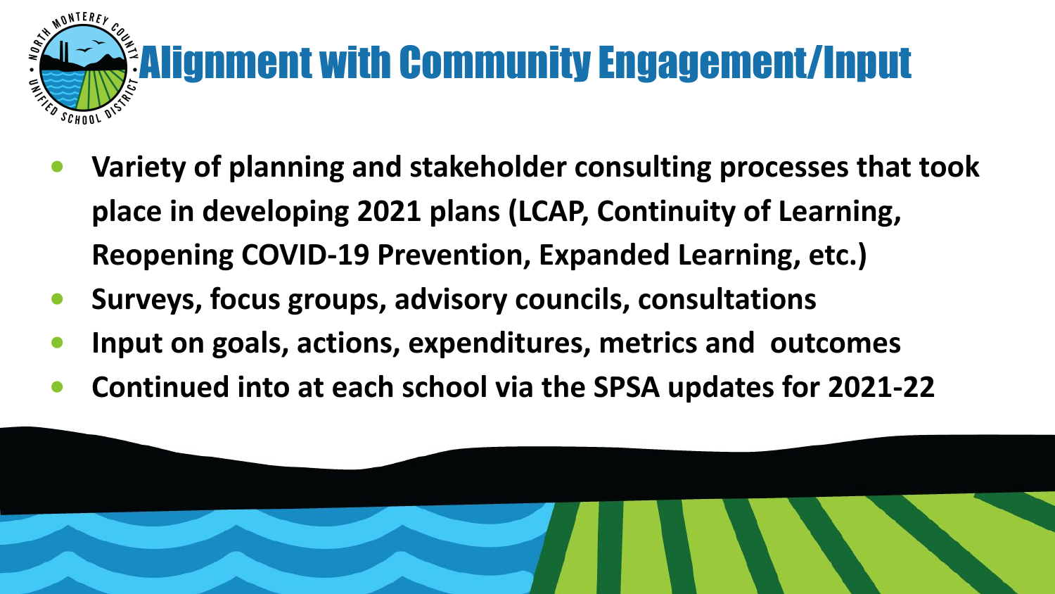# Alignment with Community Engagement/Input

- **Variety of planning and stakeholder consulting processes that took place in developing 2021 plans (LCAP, Continuity of Learning, Reopening COVID-19 Prevention, Expanded Learning, etc.)**
- **Surveys, focus groups, advisory councils, consultations**
- **Input on goals, actions, expenditures, metrics and outcomes**
- **Continued into at each school via the SPSA updates for 2021-22**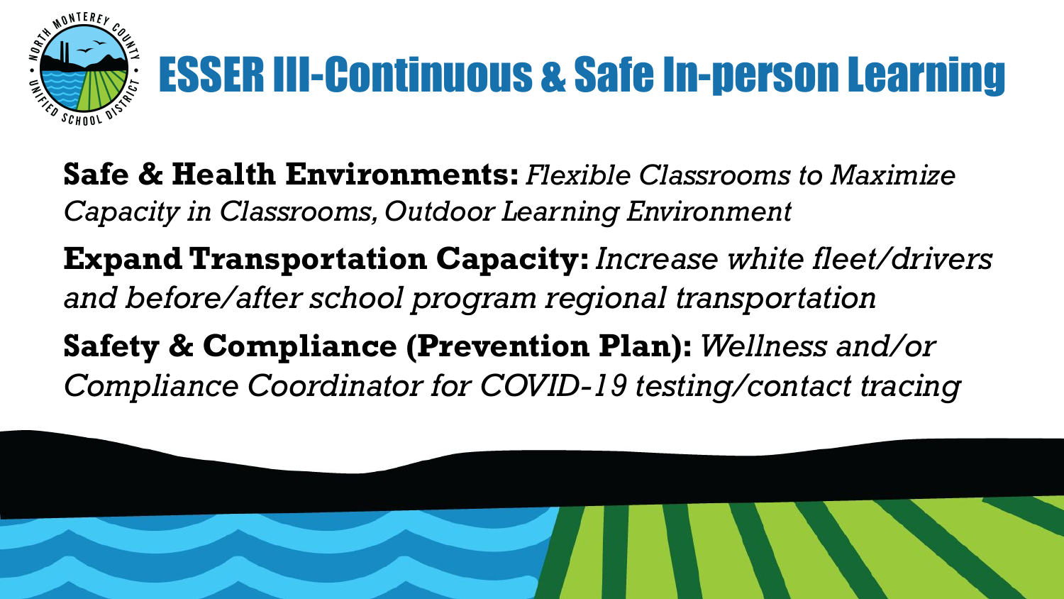# ESSER III-Continuous & Safe In-person Learning

**Safe & Health Environments:** *Flexible Classrooms to Maximize Capacity in Classrooms, Outdoor Learning Environment*

**Expand Transportation Capacity:** *Increase white fleet/drivers and before/after school program regional transportation*

**Safety & Compliance (Prevention Plan):** *Wellness and/or Compliance Coordinator for COVID-19 testing/contact tracing*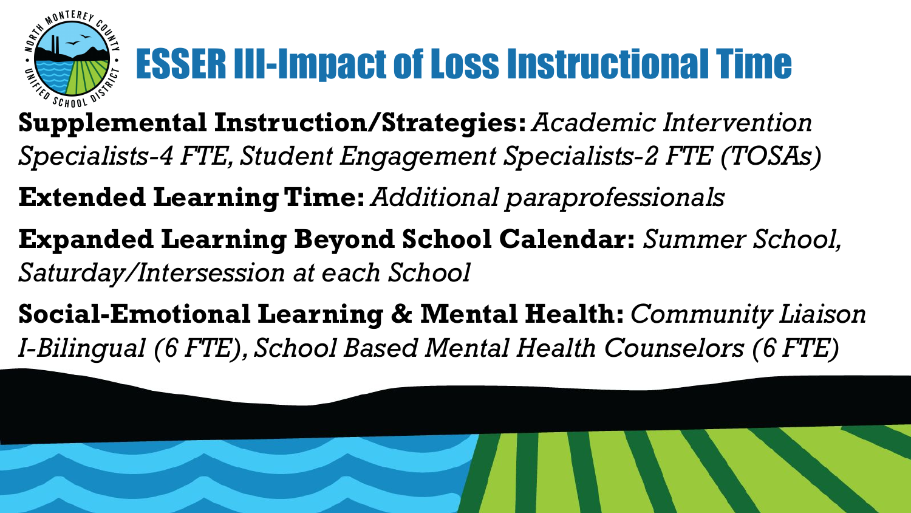# ESSER III-Impact of Loss Instructional Time

**Supplemental Instruction/Strategies:** *Academic Intervention Specialists-4 FTE, Student Engagement Specialists-2 FTE (TOSAs)*

**Extended Learning Time:** *Additional paraprofessionals*

**Expanded Learning Beyond School Calendar:** *Summer School, Saturday/Intersession at each School*

**Social-Emotional Learning & Mental Health:** *Community Liaison I-Bilingual (6 FTE), School Based Mental Health Counselors (6 FTE)*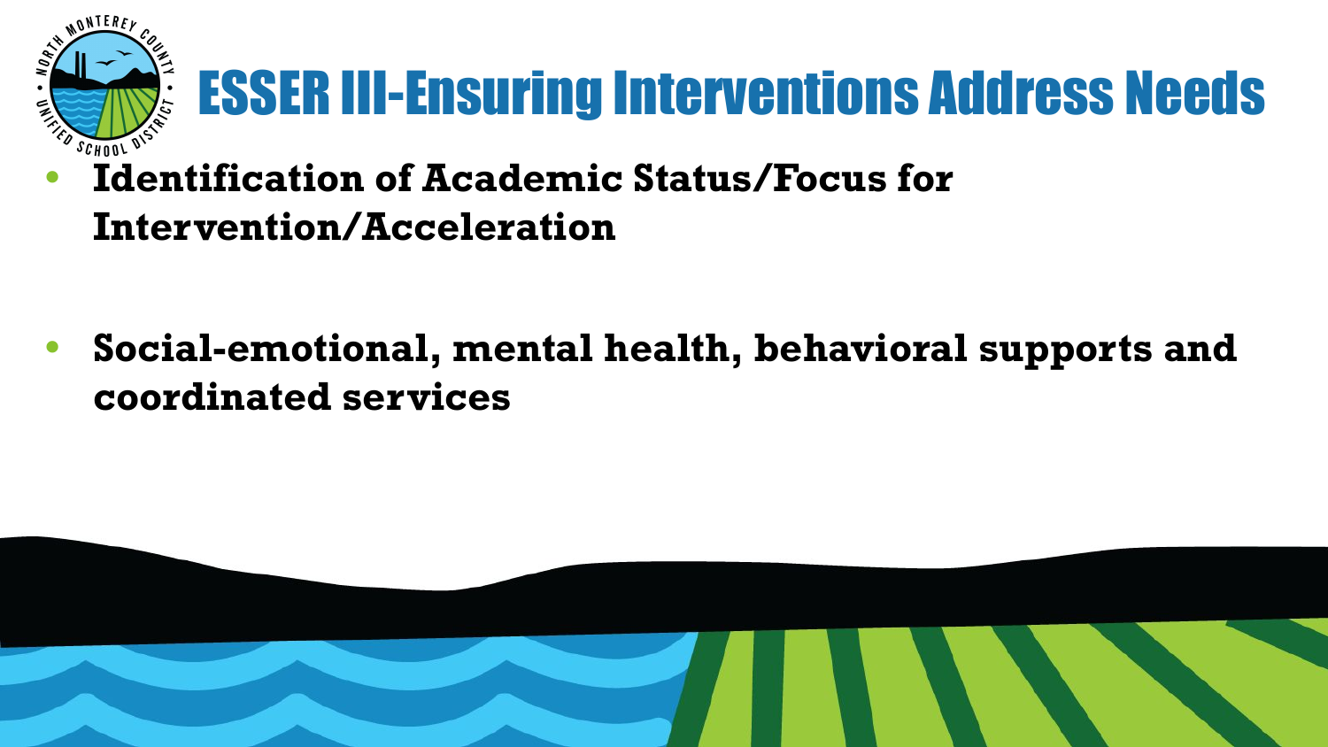# ESSER III-Ensuring Interventions Address Needs

- **Identification of Academic Status/Focus for Intervention/Acceleration**

- **Social-emotional, mental health, behavioral supports and coordinated services**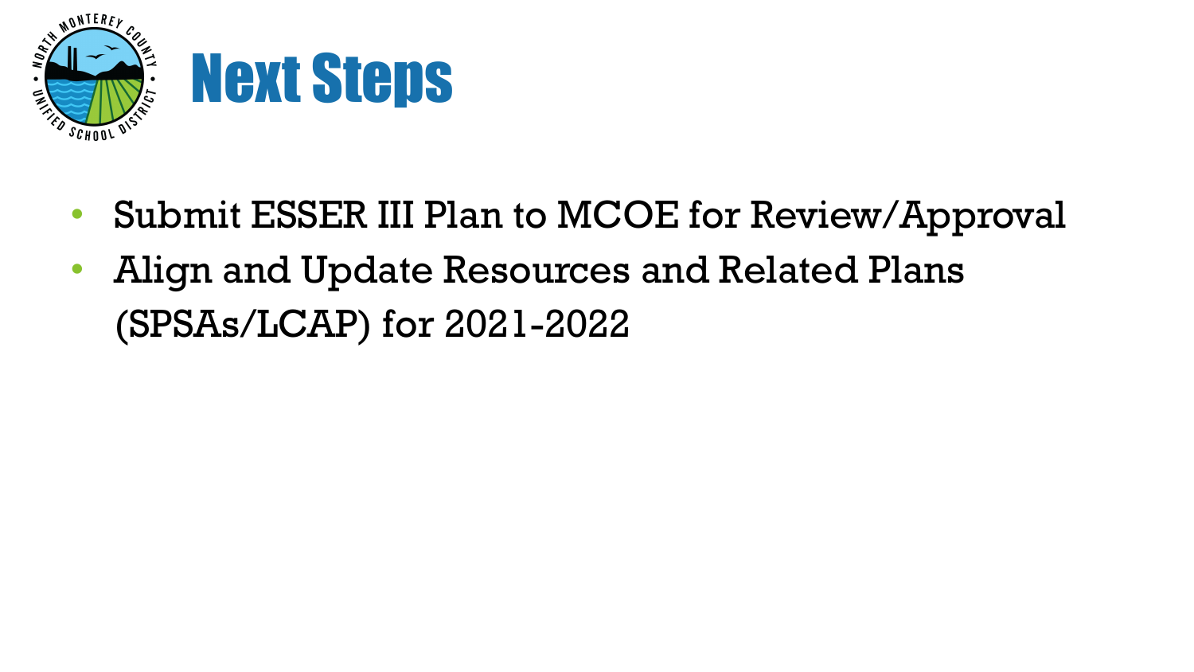# Next Steps

- Submit ESSER III Plan to MCOE for Review/Approval
- Align and Update Resources and Related Plans (SPSAs/LCAP) for 2021-2022